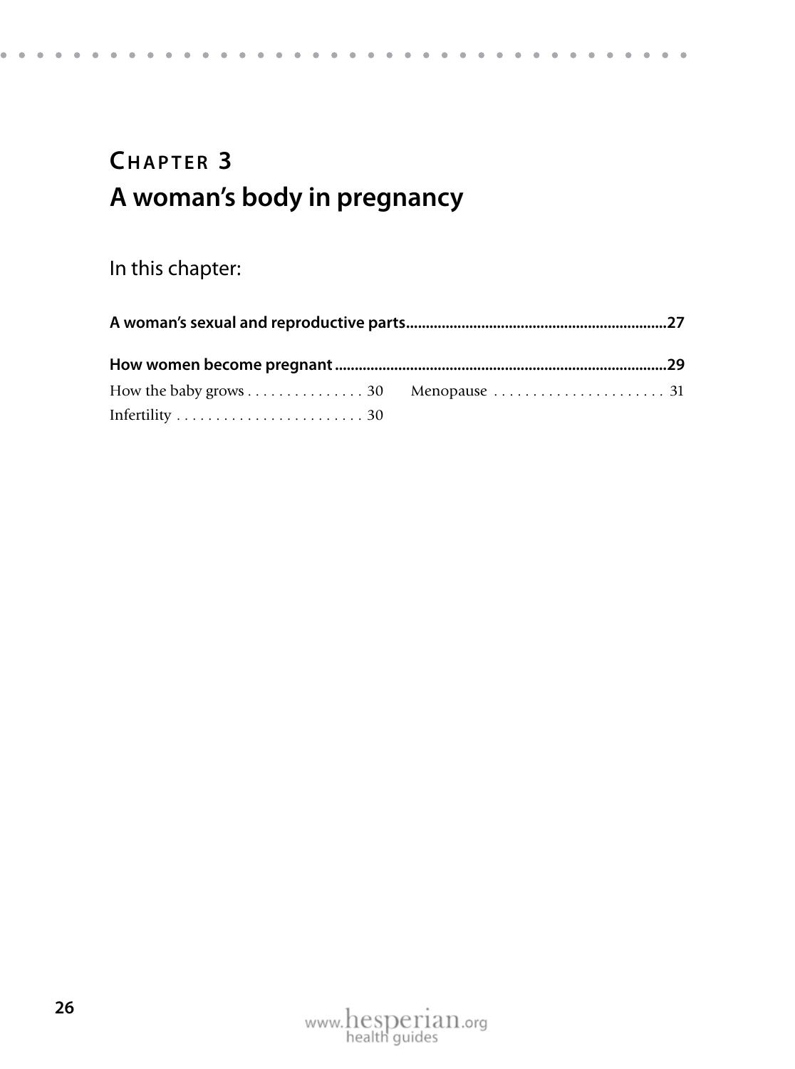# CHAPTER 3
# A woman's body in pregnancy

In this chapter:

**A woman's sexual and reproductive parts..................................................................27**

**How women become pregnant....................................................................................29**

How the baby grows . . . . . . . . . . . . . . . 30

Infertility . . . . . . . . . . . . . . . . . . . . . . . . . 30

Menopause . . . . . . . . . . . . . . . . . . . . . . 31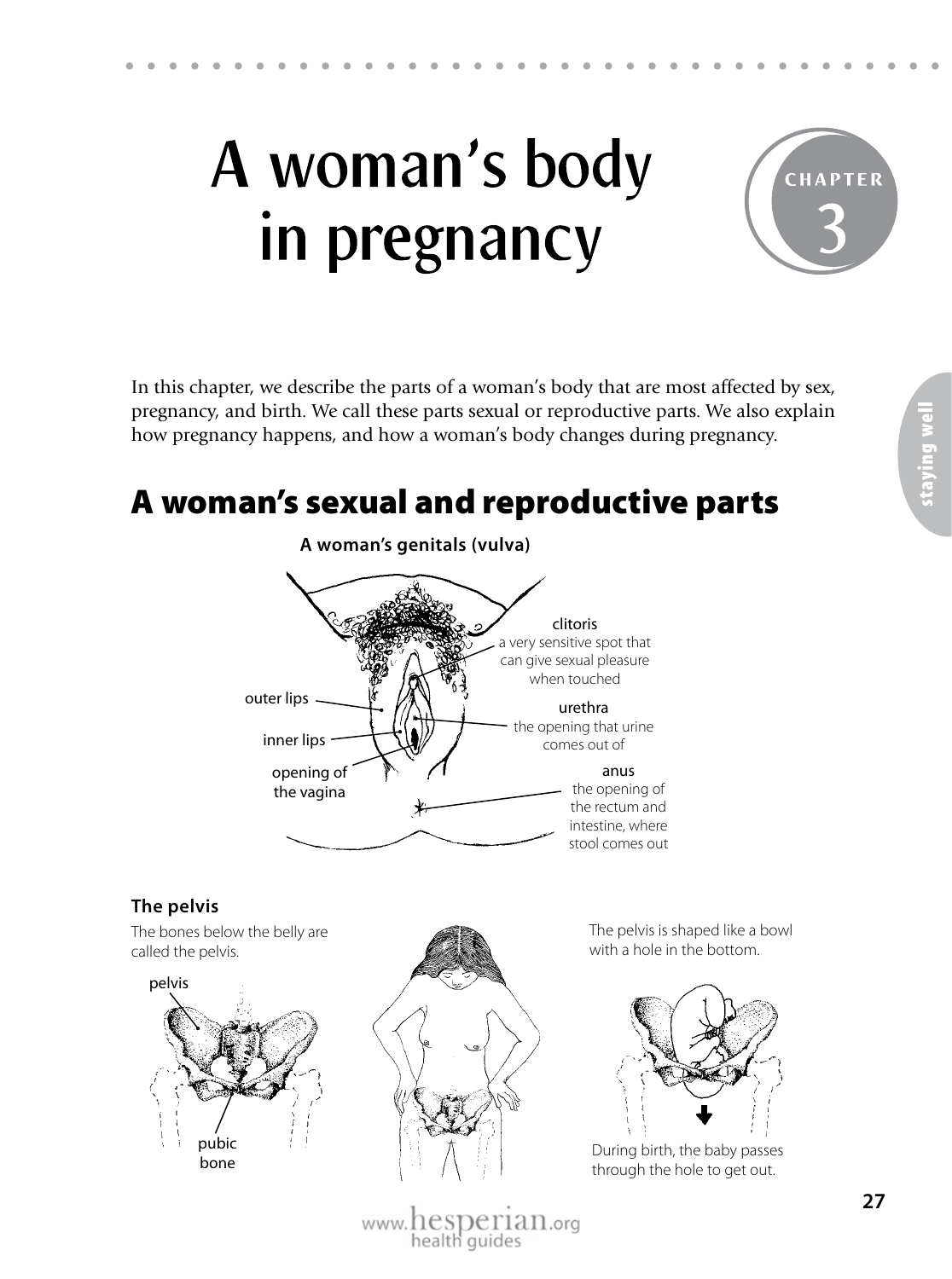# A woman's body in pregnancy

CHAPTER 3

In this chapter, we describe the parts of a woman's body that are most affected by sex, pregnancy, and birth. We call these parts sexual or reproductive parts. We also explain how pregnancy happens, and how a woman's body changes during pregnancy.

## A woman's sexual and reproductive parts

**A woman's genitals (vulva)**

clitoris
a very sensitive spot that can give sexual pleasure when touched

outer lips

urethra
the opening that urine comes out of

inner lips

opening of the vagina

anus
the opening of the rectum and intestine, where stool comes out

### The pelvis

The bones below the belly are called the pelvis.

pelvis

pubic bone

The pelvis is shaped like a bowl with a hole in the bottom.

During birth, the baby passes through the hole to get out.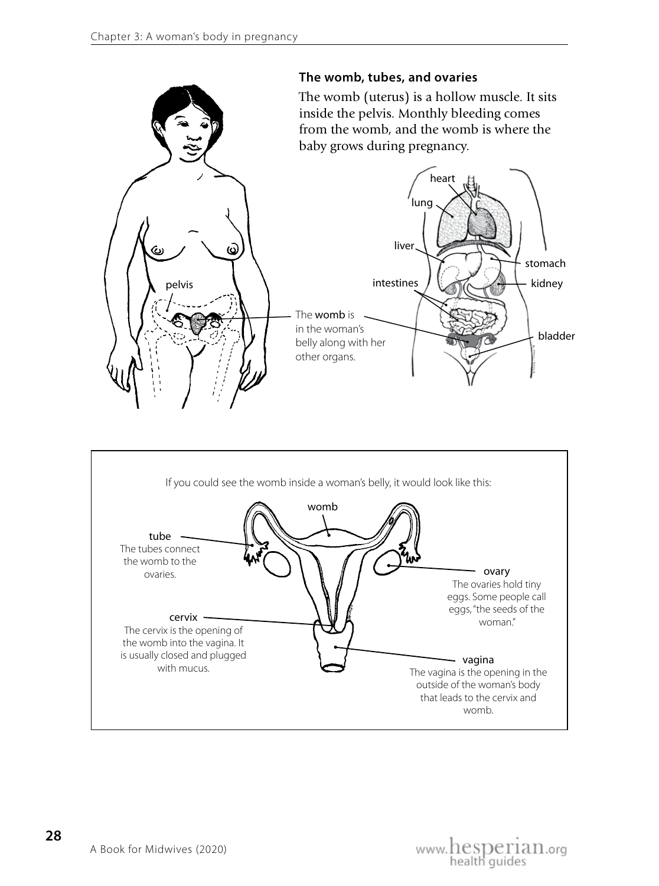### The womb, tubes, and ovaries

The womb (uterus) is a hollow muscle. It sits inside the pelvis. Monthly bleeding comes from the womb, and the womb is where the baby grows during pregnancy.

pelvis

The **womb** is in the woman's belly along with her other organs.

heart

lung

liver

stomach

intestines

kidney

bladder

If you could see the womb inside a woman's belly, it would look like this:

womb

**tube**
The tubes connect the womb to the ovaries.

**ovary**
The ovaries hold tiny eggs. Some people call eggs, "the seeds of the woman."

**cervix**
The cervix is the opening of the womb into the vagina. It is usually closed and plugged with mucus.

**vagina**
The vagina is the opening in the outside of the woman's body that leads to the cervix and womb.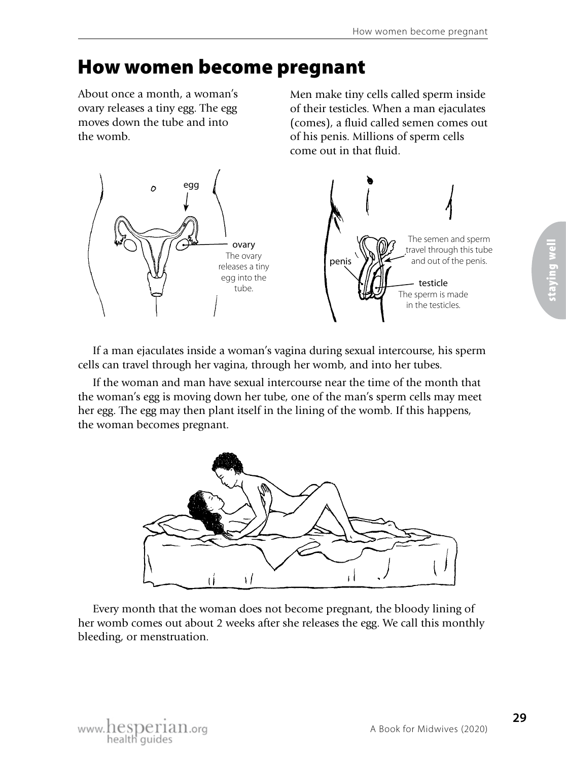# How women become pregnant

About once a month, a woman's ovary releases a tiny egg. The egg moves down the tube and into the womb.

Men make tiny cells called sperm inside of their testicles. When a man ejaculates (comes), a fluid called semen comes out of his penis. Millions of sperm cells come out in that fluid.

egg

ovary
The ovary releases a tiny egg into the tube.

penis

The semen and sperm travel through this tube and out of the penis.

testicle
The sperm is made in the testicles.

If a man ejaculates inside a woman's vagina during sexual intercourse, his sperm cells can travel through her vagina, through her womb, and into her tubes.

If the woman and man have sexual intercourse near the time of the month that the woman's egg is moving down her tube, one of the man's sperm cells may meet her egg. The egg may then plant itself in the lining of the womb. If this happens, the woman becomes pregnant.

Every month that the woman does not become pregnant, the bloody lining of her womb comes out about 2 weeks after she releases the egg. We call this monthly bleeding, or menstruation.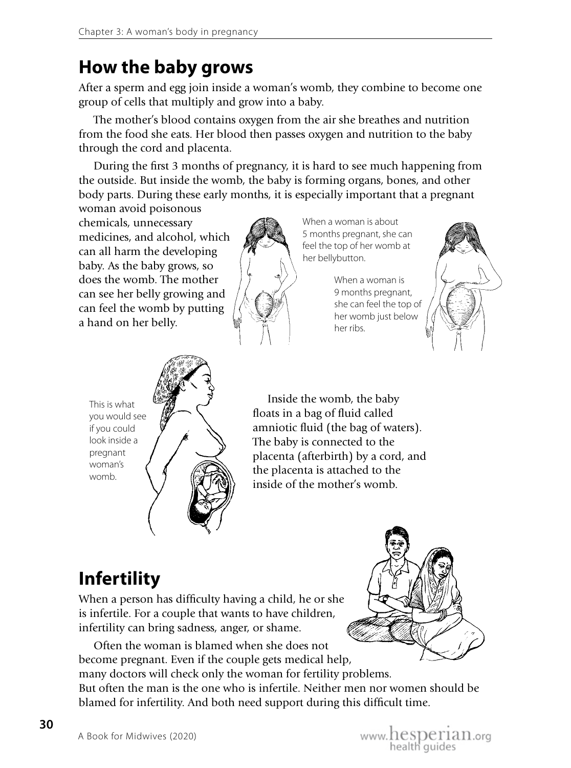## How the baby grows

After a sperm and egg join inside a woman's womb, they combine to become one group of cells that multiply and grow into a baby.

The mother's blood contains oxygen from the air she breathes and nutrition from the food she eats. Her blood then passes oxygen and nutrition to the baby through the cord and placenta.

During the first 3 months of pregnancy, it is hard to see much happening from the outside. But inside the womb, the baby is forming organs, bones, and other body parts. During these early months, it is especially important that a pregnant woman avoid poisonous chemicals, unnecessary medicines, and alcohol, which can all harm the developing baby. As the baby grows, so does the womb. The mother can see her belly growing and can feel the womb by putting a hand on her belly.

When a woman is about 5 months pregnant, she can feel the top of her womb at her bellybutton.

When a woman is 9 months pregnant, she can feel the top of her womb just below her ribs.

This is what you would see if you could look inside a pregnant woman's womb.

Inside the womb, the baby floats in a bag of fluid called amniotic fluid (the bag of waters). The baby is connected to the placenta (afterbirth) by a cord, and the placenta is attached to the inside of the mother's womb.

## Infertility

When a person has difficulty having a child, he or she is infertile. For a couple that wants to have children, infertility can bring sadness, anger, or shame.

Often the woman is blamed when she does not become pregnant. Even if the couple gets medical help, many doctors will check only the woman for fertility problems. But often the man is the one who is infertile. Neither men nor women should be blamed for infertility. And both need support during this difficult time.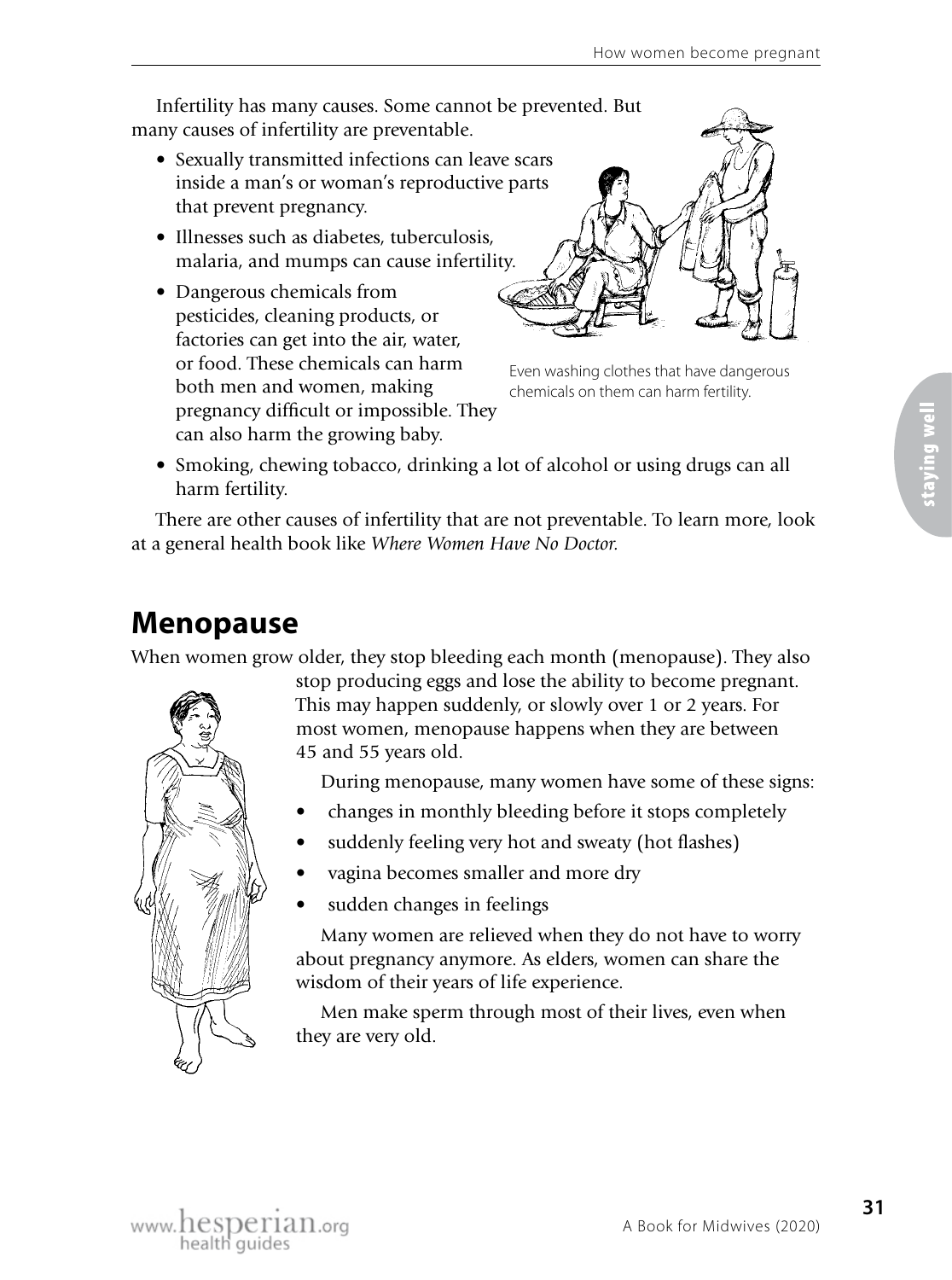Infertility has many causes. Some cannot be prevented. But many causes of infertility are preventable.

- Sexually transmitted infections can leave scars inside a man's or woman's reproductive parts that prevent pregnancy.
- Illnesses such as diabetes, tuberculosis, malaria, and mumps can cause infertility.
- Dangerous chemicals from pesticides, cleaning products, or factories can get into the air, water, or food. These chemicals can harm both men and women, making pregnancy difficult or impossible. They can also harm the growing baby.
- Smoking, chewing tobacco, drinking a lot of alcohol or using drugs can all harm fertility.

Even washing clothes that have dangerous chemicals on them can harm fertility.

There are other causes of infertility that are not preventable. To learn more, look at a general health book like *Where Women Have No Doctor.*

## Menopause

When women grow older, they stop bleeding each month (menopause). They also stop producing eggs and lose the ability to become pregnant. This may happen suddenly, or slowly over 1 or 2 years. For most women, menopause happens when they are between 45 and 55 years old.

During menopause, many women have some of these signs:

- changes in monthly bleeding before it stops completely
- suddenly feeling very hot and sweaty (hot flashes)
- vagina becomes smaller and more dry
- sudden changes in feelings

Many women are relieved when they do not have to worry about pregnancy anymore. As elders, women can share the wisdom of their years of life experience.

Men make sperm through most of their lives, even when they are very old.